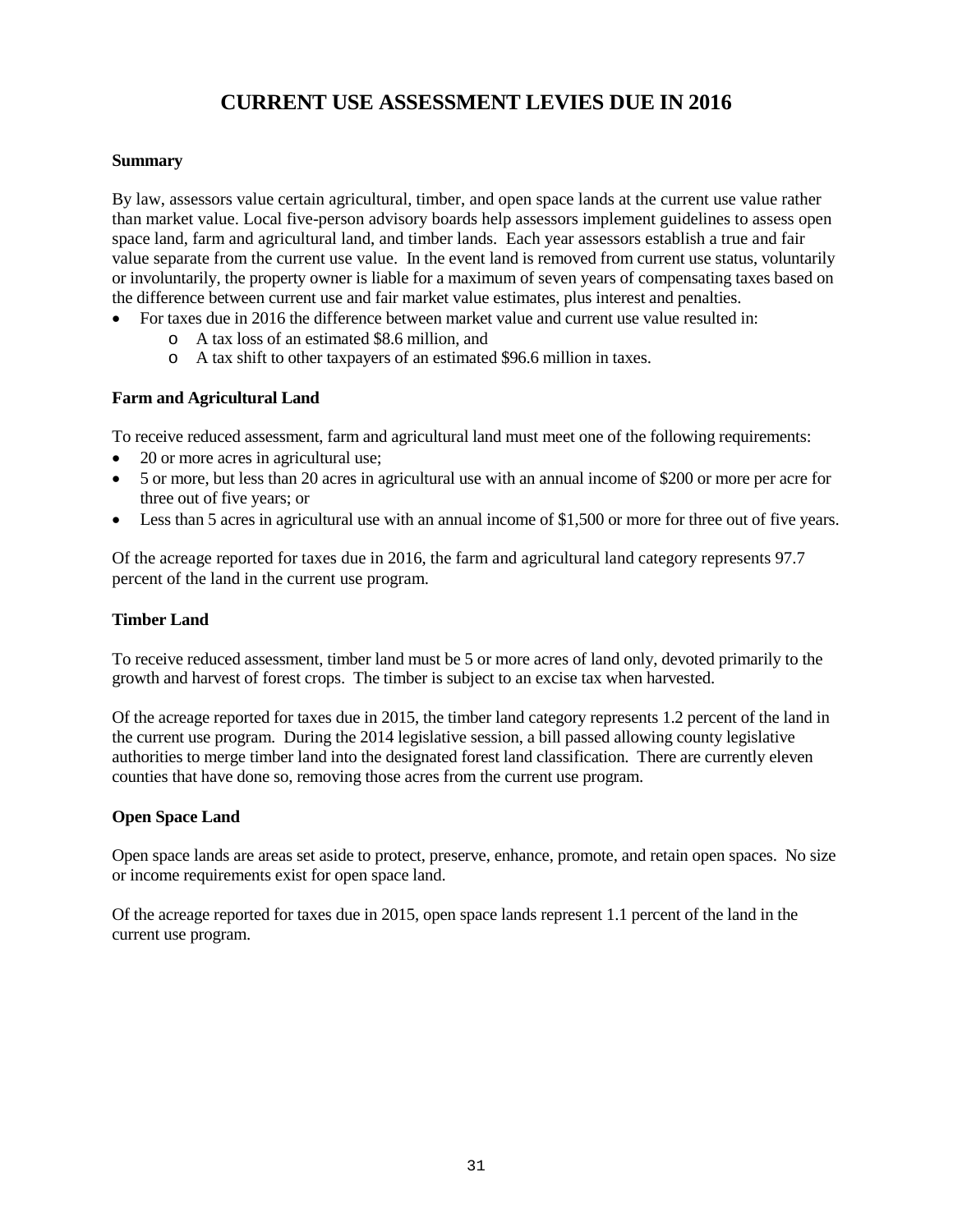# CURRENT USE ASSESSMENT LEVIES DUE IN 2016

### Summary

By law, assessors value certain agricultural, timber, and open space lands at the current use value rather than market value. Local five-person advisory boards help assessors implement guidelines to assess open space land, farm and agricultural land, and timber lands. Each year assessors establish a true and fair value separate from the current use value. In the event land is removed from current use status, voluntarily or involuntarily, the property owner is liable for a maximum of seven years of compensating taxes based on the difference between current use and fair market value estimates, plus interest and penalties.

- For taxes due in 2016 the difference between market value and current use value resulted in:
  - A tax loss of an estimated $8.6 million, and
  - A tax shift to other taxpayers of an estimated $96.6 million in taxes.

### Farm and Agricultural Land

To receive reduced assessment, farm and agricultural land must meet one of the following requirements:

- 20 or more acres in agricultural use;
- 5 or more, but less than 20 acres in agricultural use with an annual income of $200 or more per acre for three out of five years; or
- Less than 5 acres in agricultural use with an annual income of $1,500 or more for three out of five years.

Of the acreage reported for taxes due in 2016, the farm and agricultural land category represents 97.7 percent of the land in the current use program.

### Timber Land

To receive reduced assessment, timber land must be 5 or more acres of land only, devoted primarily to the growth and harvest of forest crops. The timber is subject to an excise tax when harvested.

Of the acreage reported for taxes due in 2015, the timber land category represents 1.2 percent of the land in the current use program. During the 2014 legislative session, a bill passed allowing county legislative authorities to merge timber land into the designated forest land classification. There are currently eleven counties that have done so, removing those acres from the current use program.

### Open Space Land

Open space lands are areas set aside to protect, preserve, enhance, promote, and retain open spaces. No size or income requirements exist for open space land.

Of the acreage reported for taxes due in 2015, open space lands represent 1.1 percent of the land in the current use program.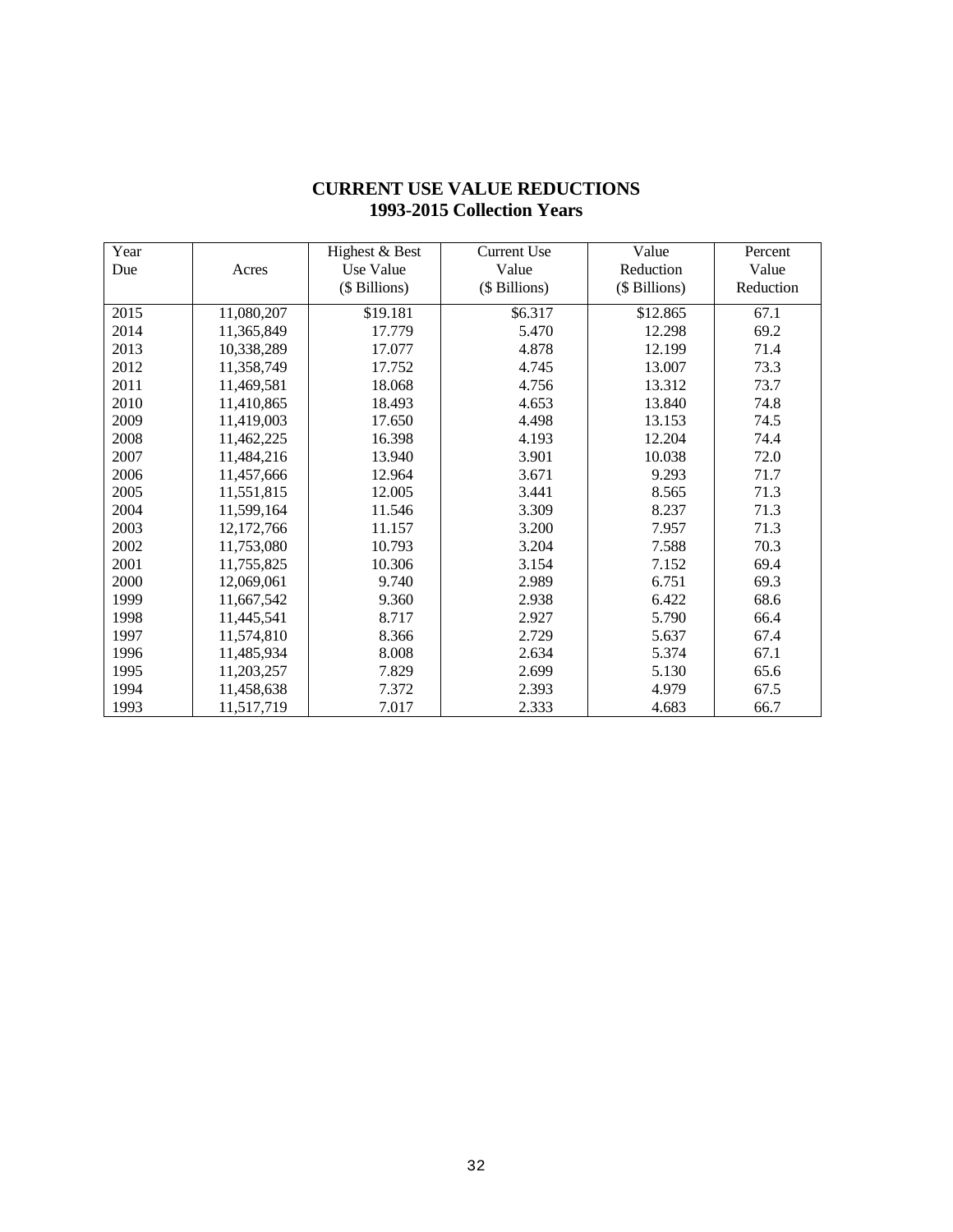# CURRENT USE VALUE REDUCTIONS
## 1993-2015 Collection Years

| Year Due | Acres | Highest & Best Use Value ($ Billions) | Current Use Value ($ Billions) | Value Reduction ($ Billions) | Percent Value Reduction |
|---|---|---|---|---|---|
| 2015 | 11,080,207 | $19.181 | $6.317 | $12.865 | 67.1 |
| 2014 | 11,365,849 | 17.779 | 5.470 | 12.298 | 69.2 |
| 2013 | 10,338,289 | 17.077 | 4.878 | 12.199 | 71.4 |
| 2012 | 11,358,749 | 17.752 | 4.745 | 13.007 | 73.3 |
| 2011 | 11,469,581 | 18.068 | 4.756 | 13.312 | 73.7 |
| 2010 | 11,410,865 | 18.493 | 4.653 | 13.840 | 74.8 |
| 2009 | 11,419,003 | 17.650 | 4.498 | 13.153 | 74.5 |
| 2008 | 11,462,225 | 16.398 | 4.193 | 12.204 | 74.4 |
| 2007 | 11,484,216 | 13.940 | 3.901 | 10.038 | 72.0 |
| 2006 | 11,457,666 | 12.964 | 3.671 | 9.293 | 71.7 |
| 2005 | 11,551,815 | 12.005 | 3.441 | 8.565 | 71.3 |
| 2004 | 11,599,164 | 11.546 | 3.309 | 8.237 | 71.3 |
| 2003 | 12,172,766 | 11.157 | 3.200 | 7.957 | 71.3 |
| 2002 | 11,753,080 | 10.793 | 3.204 | 7.588 | 70.3 |
| 2001 | 11,755,825 | 10.306 | 3.154 | 7.152 | 69.4 |
| 2000 | 12,069,061 | 9.740 | 2.989 | 6.751 | 69.3 |
| 1999 | 11,667,542 | 9.360 | 2.938 | 6.422 | 68.6 |
| 1998 | 11,445,541 | 8.717 | 2.927 | 5.790 | 66.4 |
| 1997 | 11,574,810 | 8.366 | 2.729 | 5.637 | 67.4 |
| 1996 | 11,485,934 | 8.008 | 2.634 | 5.374 | 67.1 |
| 1995 | 11,203,257 | 7.829 | 2.699 | 5.130 | 65.6 |
| 1994 | 11,458,638 | 7.372 | 2.393 | 4.979 | 67.5 |
| 1993 | 11,517,719 | 7.017 | 2.333 | 4.683 | 66.7 |